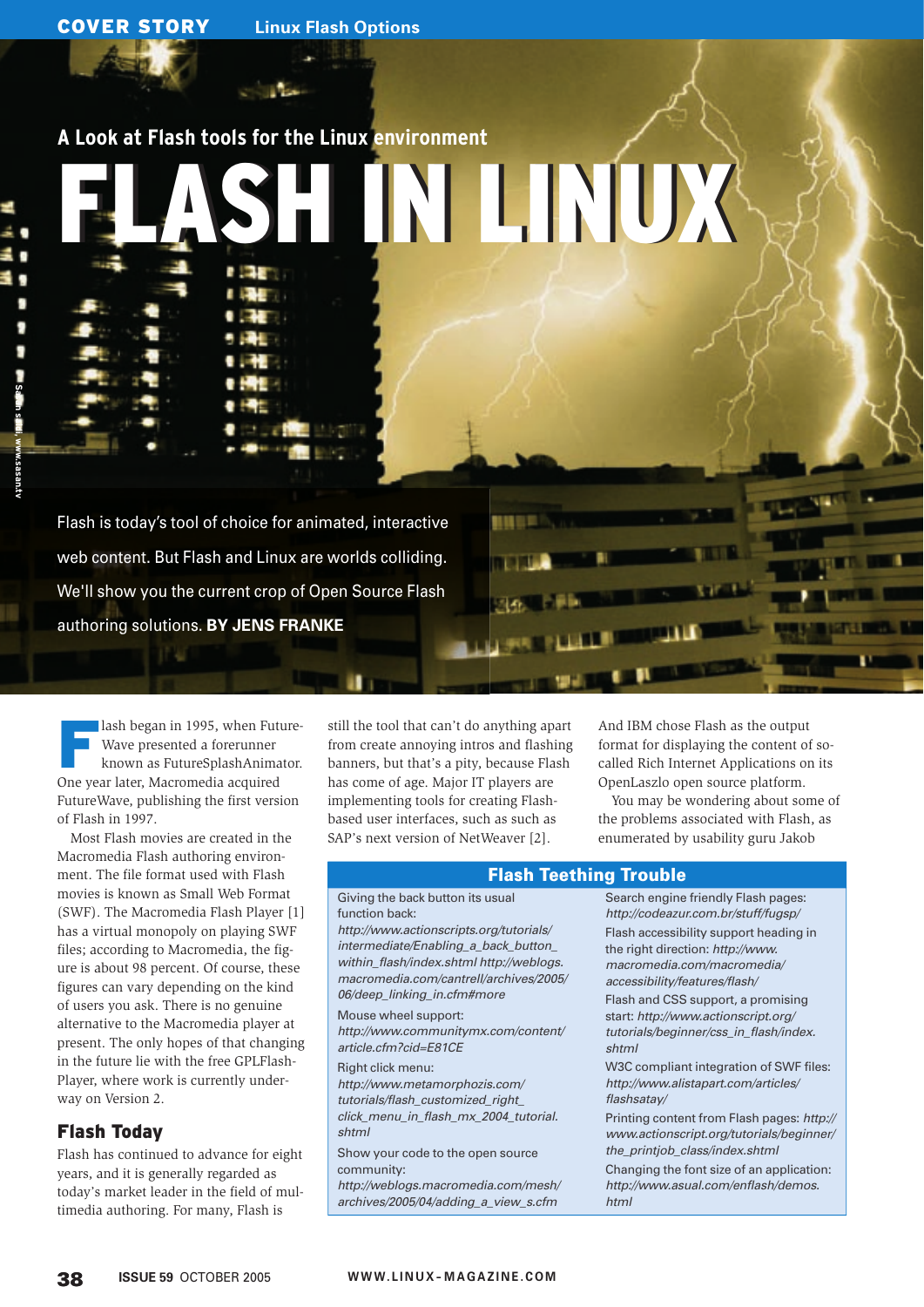A Look at Flash tools for the Linux environment

# FLASH IN LINUX

Flash is today's tool of choice for animated, interactive web content. But Flash and Linux are worlds colliding. We'll show you the current crop of Open Source Flash authoring solutions. **BY JENS FRANKE**

Flash began in 1995, when FutureWave presented a forerunner known as FutureSplashAnimator. One year later, Macromedia acquired FutureWave, publishing the first version of Flash in 1997.

Most Flash movies are created in the Macromedia Flash authoring environment. The file format used with Flash movies is known as Small Web Format (SWF). The Macromedia Flash Player [1] has a virtual monopoly on playing SWF files; according to Macromedia, the figure is about 98 percent. Of course, these figures can vary depending on the kind of users you ask. There is no genuine alternative to the Macromedia player at present. The only hopes of that changing in the future lie with the free GPLFlash-Player, where work is currently underway on Version 2.

## Flash Today

Flash has continued to advance for eight years, and it is generally regarded as today's market leader in the field of multimedia authoring. For many, Flash is still the tool that can't do anything apart from create annoying intros and flashing banners, but that's a pity, because Flash has come of age. Major IT players are implementing tools for creating Flash-based user interfaces, such as such as SAP's next version of NetWeaver [2]. And IBM chose Flash as the output format for displaying the content of so-called Rich Internet Applications on its OpenLaszlo open source platform.

You may be wondering about some of the problems associated with Flash, as enumerated by usability guru Jakob

### Flash Teething Trouble

Giving the back button its usual function back: *http://www.actionscripts.org/tutorials/intermediate/Enabling_a_back_button_within_flash/index.shtml http://weblogs.macromedia.com/cantrell/archives/2005/06/deep_linking_in.cfm#more*

Mouse wheel support: *http://www.communitymx.com/content/article.cfm?cid=E81CE*

Right click menu: *http://www.metamorphozis.com/tutorials/flash_customized_right_click_menu_in_flash_mx_2004_tutorial.shtml*

Show your code to the open source community: *http://weblogs.macromedia.com/mesh/archives/2005/04/adding_a_view_s.cfm*

Search engine friendly Flash pages: *http://codeazur.com.br/stuff/fugsp/*

Flash accessibility support heading in the right direction: *http://www.macromedia.com/macromedia/accessibility/features/flash/*

Flash and CSS support, a promising start: *http://www.actionscript.org/tutorials/beginner/css_in_flash/index.shtml*

W3C compliant integration of SWF files: *http://www.alistapart.com/articles/flashsatay/*

Printing content from Flash pages: *http://www.actionscript.org/tutorials/beginner/the_printjob_class/index.shtml*

Changing the font size of an application: *http://www.asual.com/enflash/demos.html*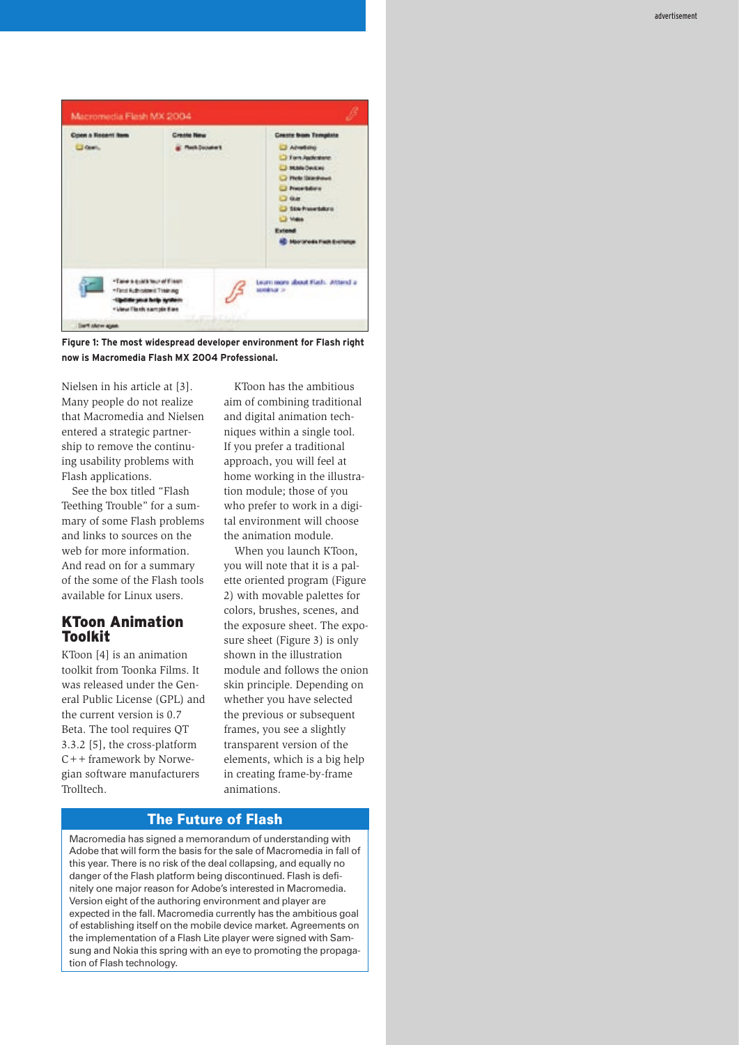Figure 1: The most widespread developer environment for Flash right now is Macromedia Flash MX 2004 Professional.

Nielsen in his article at [3]. Many people do not realize that Macromedia and Nielsen entered a strategic partnership to remove the continuing usability problems with Flash applications.

See the box titled "Flash Teething Trouble" for a summary of some Flash problems and links to sources on the web for more information. And read on for a summary of the some of the Flash tools available for Linux users.

## KToon Animation Toolkit

KToon [4] is an animation toolkit from Toonka Films. It was released under the General Public License (GPL) and the current version is 0.7 Beta. The tool requires QT 3.3.2 [5], the cross-platform C++ framework by Norwegian software manufacturers Trolltech.

KToon has the ambitious aim of combining traditional and digital animation techniques within a single tool. If you prefer a traditional approach, you will feel at home working in the illustration module; those of you who prefer to work in a digital environment will choose the animation module.

When you launch KToon, you will note that it is a palette oriented program (Figure 2) with movable palettes for colors, brushes, scenes, and the exposure sheet. The exposure sheet (Figure 3) is only shown in the illustration module and follows the onion skin principle. Depending on whether you have selected the previous or subsequent frames, you see a slightly transparent version of the elements, which is a big help in creating frame-by-frame animations.

## The Future of Flash

Macromedia has signed a memorandum of understanding with Adobe that will form the basis for the sale of Macromedia in fall of this year. There is no risk of the deal collapsing, and equally no danger of the Flash platform being discontinued. Flash is definitely one major reason for Adobe's interested in Macromedia. Version eight of the authoring environment and player are expected in the fall. Macromedia currently has the ambitious goal of establishing itself on the mobile device market. Agreements on the implementation of a Flash Lite player were signed with Samsung and Nokia this spring with an eye to promoting the propagation of Flash technology.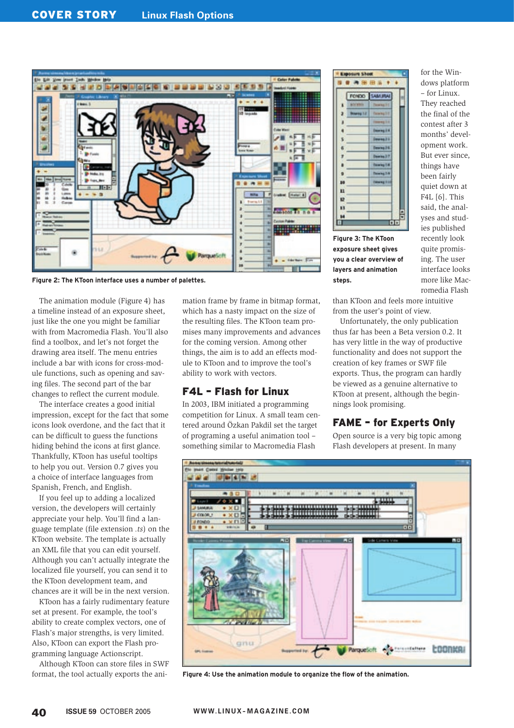Figure 2: The KToon interface uses a number of palettes.

Figure 3: The KToon exposure sheet gives you a clear overview of layers and animation steps.

The animation module (Figure 4) has a timeline instead of an exposure sheet, just like the one you might be familiar with from Macromedia Flash. You'll also find a toolbox, and let's not forget the drawing area itself. The menu entries include a bar with icons for cross-module functions, such as opening and saving files. The second part of the bar changes to reflect the current module.

The interface creates a good initial impression, except for the fact that some icons look overdone, and the fact that it can be difficult to guess the functions hiding behind the icons at first glance. Thankfully, KToon has useful tooltips to help you out. Version 0.7 gives you a choice of interface languages from Spanish, French, and English.

If you feel up to adding a localized version, the developers will certainly appreciate your help. You'll find a language template (file extension *.ts*) on the KToon website. The template is actually an XML file that you can edit yourself. Although you can't actually integrate the localized file yourself, you can send it to the KToon development team, and chances are it will be in the next version.

KToon has a fairly rudimentary feature set at present. For example, the tool's ability to create complex vectors, one of Flash's major strengths, is very limited. Also, KToon can export the Flash programming language Actionscript.

Although KToon can store files in SWF format, the tool actually exports the animation frame by frame in bitmap format, which has a nasty impact on the size of the resulting files. The KToon team promises many improvements and advances for the coming version. Among other things, the aim is to add an effects module to KToon and to improve the tool's ability to work with vectors.

## F4L – Flash for Linux

In 2003, IBM initiated a programming competition for Linux. A small team centered around Özkan Pakdil set the target of programing a useful animation tool – something similar to Macromedia Flash for the Windows platform – for Linux. They reached the final of the contest after 3 months' development work. But ever since, things have been fairly quiet down at F4L [6]. This said, the analyses and studies published recently look quite promising. The user interface looks more like Macromedia Flash than KToon and feels more intuitive from the user's point of view.

Unfortunately, the only publication thus far has been a Beta version 0.2. It has very little in the way of productive functionality and does not support the creation of key frames or SWF file exports. Thus, the program can hardly be viewed as a genuine alternative to KToon at present, although the beginnings look promising.

## FAME – for Experts Only

Open source is a very big topic among Flash developers at present. In many

Figure 4: Use the animation module to organize the flow of the animation.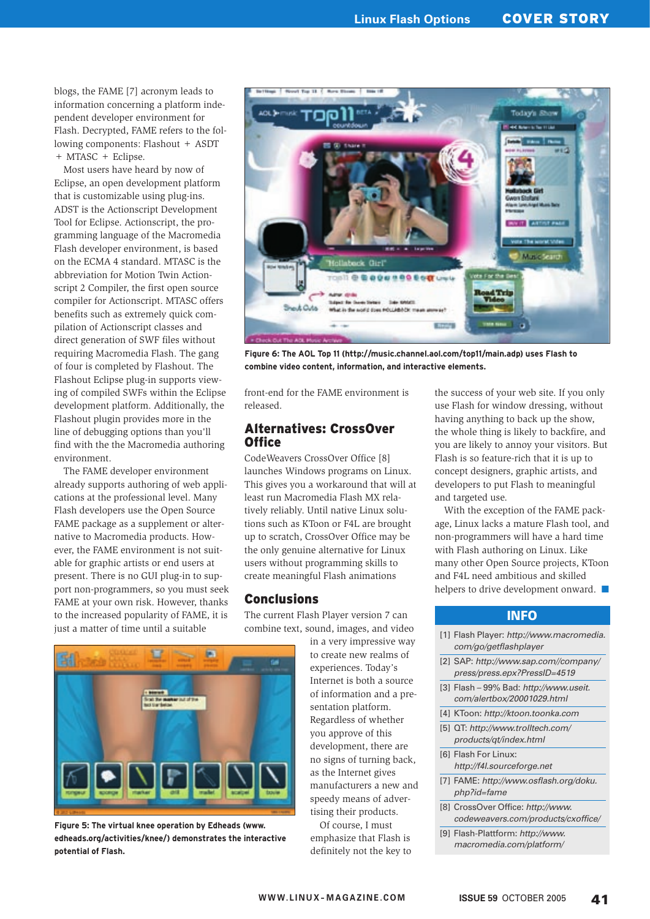blogs, the FAME [7] acronym leads to information concerning a platform independent developer environment for Flash. Decrypted, FAME refers to the following components: Flashout + ASDT + MTASC + Eclipse.

Most users have heard by now of Eclipse, an open development platform that is customizable using plug-ins. ADST is the Actionscript Development Tool for Eclipse. Actionscript, the programming language of the Macromedia Flash developer environment, is based on the ECMA 4 standard. MTASC is the abbreviation for Motion Twin Actionscript 2 Compiler, the first open source compiler for Actionscript. MTASC offers benefits such as extremely quick compilation of Actionscript classes and direct generation of SWF files without requiring Macromedia Flash. The gang of four is completed by Flashout. The Flashout Eclipse plug-in supports viewing of compiled SWFs within the Eclipse development platform. Additionally, the Flashout plugin provides more in the line of debugging options than you'll find with the the Macromedia authoring environment.

The FAME developer environment already supports authoring of web applications at the professional level. Many Flash developers use the Open Source FAME package as a supplement or alternative to Macromedia products. However, the FAME environment is not suitable for graphic artists or end users at present. There is no GUI plug-in to support non-programmers, so you must seek FAME at your own risk. However, thanks to the increased popularity of FAME, it is just a matter of time until a suitable front-end for the FAME environment is released.

Figure 6: The AOL Top 11 (http://music.channel.aol.com/top11/main.adp) uses Flash to combine video content, information, and interactive elements.

## Alternatives: CrossOver Office

CodeWeavers CrossOver Office [8] launches Windows programs on Linux. This gives you a workaround that will at least run Macromedia Flash MX relatively reliably. Until native Linux solutions such as KToon or F4L are brought up to scratch, CrossOver Office may be the only genuine alternative for Linux users without programming skills to create meaningful Flash animations

## Conclusions

The current Flash Player version 7 can combine text, sound, images, and video in a very impressive way to create new realms of experiences. Today's Internet is both a source of information and a presentation platform. Regardless of whether you approve of this development, there are no signs of turning back, as the Internet gives manufacturers a new and speedy means of advertising their products.

Of course, I must emphasize that Flash is definitely not the key to the success of your web site. If you only use Flash for window dressing, without having anything to back up the show, the whole thing is likely to backfire, and you are likely to annoy your visitors. But Flash is so feature-rich that it is up to concept designers, graphic artists, and developers to put Flash to meaningful and targeted use.

With the exception of the FAME package, Linux lacks a mature Flash tool, and non-programmers will have a hard time with Flash authoring on Linux. Like many other Open Source projects, KToon and F4L need ambitious and skilled helpers to drive development onward. ■

Figure 5: The virtual knee operation by Edheads (www.edheads.org/activities/knee/) demonstrates the interactive potential of Flash.

## INFO

[1] Flash Player: *http://www.macromedia.com/go/getflashplayer*

[2] SAP: *http://www.sap.com//company/press/press.epx?PressID=4519*

[3] Flash – 99% Bad: *http://www.useit.com/alertbox/20001029.html*

[4] KToon: *http://ktoon.toonka.com*

[5] QT: *http://www.trolltech.com/products/qt/index.html*

[6] Flash For Linux: *http://f4l.sourceforge.net*

[7] FAME: *http://www.osflash.org/doku.php?id=fame*

[8] CrossOver Office: *http://www.codeweavers.com/products/cxoffice/*

[9] Flash-Plattform: *http://www.macromedia.com/platform/*